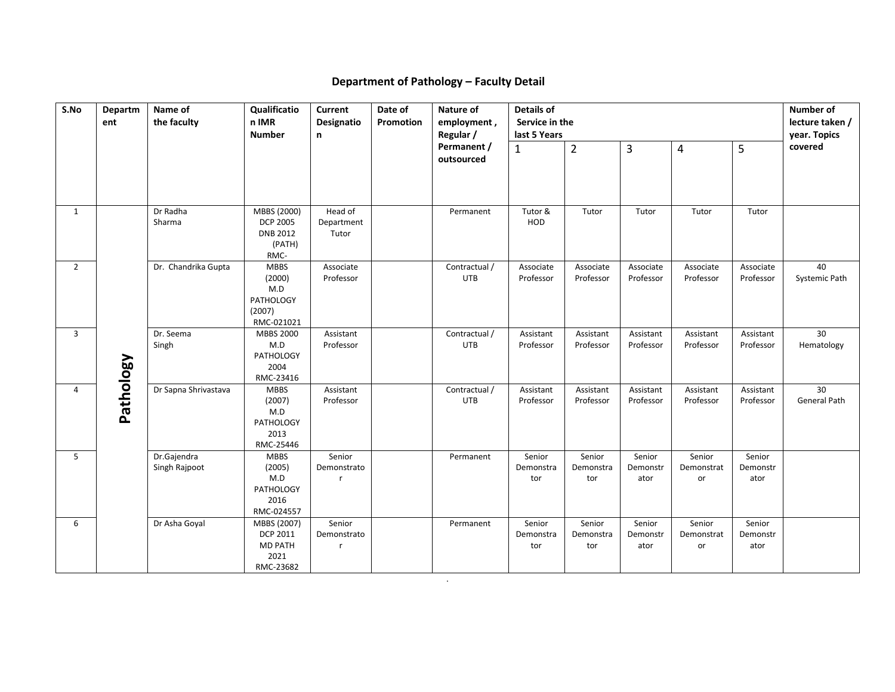## Department of Pathology – Faculty Detail

| S.No | Department | Name of the faculty | Qualification IMR Number | Current Designation | Date of Promotion | Nature of employment , Regular / Permanent / outsourced | Details of Service in the last 5 Years | | | | | Number of lecture taken / year. Topics covered |
|---|---|---|---|---|---|---|---|---|---|---|---|---|
| | | | | | | | 1 | 2 | 3 | 4 | 5 | |
| 1 | Pathology | Dr Radha Sharma | MBBS (2000) DCP 2005 DNB 2012 (PATH) RMC- | Head of Department Tutor | | Permanent | Tutor & HOD | Tutor | Tutor | Tutor | Tutor | |
| 2 | | Dr. Chandrika Gupta | MBBS (2000) M.D PATHOLOGY (2007) RMC-021021 | Associate Professor | | Contractual / UTB | Associate Professor | Associate Professor | Associate Professor | Associate Professor | Associate Professor | 40 Systemic Path |
| 3 | | Dr. Seema Singh | MBBS 2000 M.D PATHOLOGY 2004 RMC-23416 | Assistant Professor | | Contractual / UTB | Assistant Professor | Assistant Professor | Assistant Professor | Assistant Professor | Assistant Professor | 30 Hematology |
| 4 | | Dr Sapna Shrivastava | MBBS (2007) M.D PATHOLOGY 2013 RMC-25446 | Assistant Professor | | Contractual / UTB | Assistant Professor | Assistant Professor | Assistant Professor | Assistant Professor | Assistant Professor | 30 General Path |
| 5 | | Dr.Gajendra Singh Rajpoot | MBBS (2005) M.D PATHOLOGY 2016 RMC-024557 | Senior Demonstrator | | Permanent | Senior Demonstrator | Senior Demonstrator | Senior Demonstrator | Senior Demonstrator | Senior Demonstrator | |
| 6 | | Dr Asha Goyal | MBBS (2007) DCP 2011 MD PATH 2021 RMC-23682 | Senior Demonstrator | | Permanent | Senior Demonstrator | Senior Demonstrator | Senior Demonstrator | Senior Demonstrator | Senior Demonstrator | |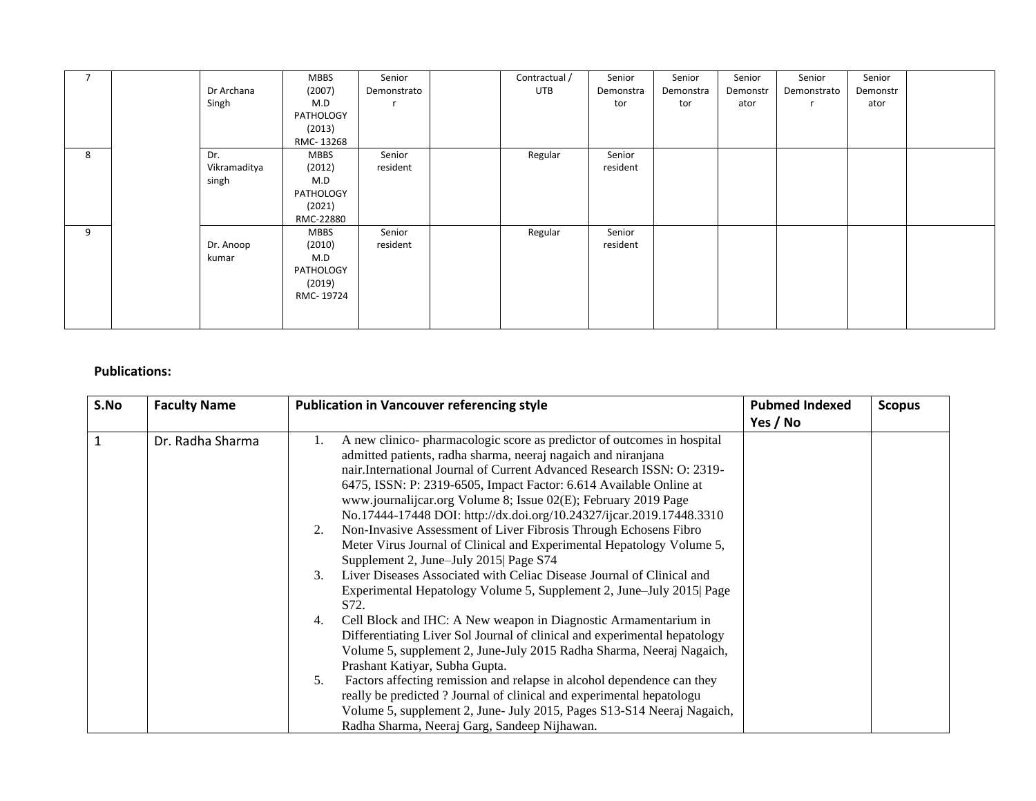| 7 | | Dr Archana Singh | MBBS (2007) M.D PATHOLOGY (2013) RMC- 13268 | Senior Demonstrator | | Contractual / UTB | Senior Demonstrator | Senior Demonstrator | Senior Demonstrator | Senior Demonstrator | Senior Demonstrator | |
|---|---|---|---|---|---|---|---|---|---|---|---|---|
| 8 | | Dr. Vikramaditya singh | MBBS (2012) M.D PATHOLOGY (2021) RMC-22880 | Senior resident | | Regular | Senior resident | | | | | |
| 9 | | Dr. Anoop kumar | MBBS (2010) M.D PATHOLOGY (2019) RMC- 19724 | Senior resident | | Regular | Senior resident | | | | | |

**Publications:**

| S.No | Faculty Name | Publication in Vancouver referencing style | Pubmed Indexed Yes / No | Scopus |
|---|---|---|---|---|
| 1 | Dr. Radha Sharma | 1. A new clinico- pharmacologic score as predictor of outcomes in hospital admitted patients, radha sharma, neeraj nagaich and niranjana nair.International Journal of Current Advanced Research ISSN: O: 2319-6475, ISSN: P: 2319-6505, Impact Factor: 6.614 Available Online at www.journalijcar.org Volume 8; Issue 02(E); February 2019 Page No.17444-17448 DOI: http://dx.doi.org/10.24327/ijcar.2019.17448.3310<br>2. Non-Invasive Assessment of Liver Fibrosis Through Echosens Fibro Meter Virus Journal of Clinical and Experimental Hepatology Volume 5, Supplement 2, June–July 2015\| Page S74<br>3. Liver Diseases Associated with Celiac Disease Journal of Clinical and Experimental Hepatology Volume 5, Supplement 2, June–July 2015\| Page S72.<br>4. Cell Block and IHC: A New weapon in Diagnostic Armamentarium in Differentiating Liver Sol Journal of clinical and experimental hepatology Volume 5, supplement 2, June-July 2015 Radha Sharma, Neeraj Nagaich, Prashant Katiyar, Subha Gupta.<br>5. Factors affecting remission and relapse in alcohol dependence can they really be predicted ? Journal of clinical and experimental hepatologu Volume 5, supplement 2, June- July 2015, Pages S13-S14 Neeraj Nagaich, Radha Sharma, Neeraj Garg, Sandeep Nijhawan. | | |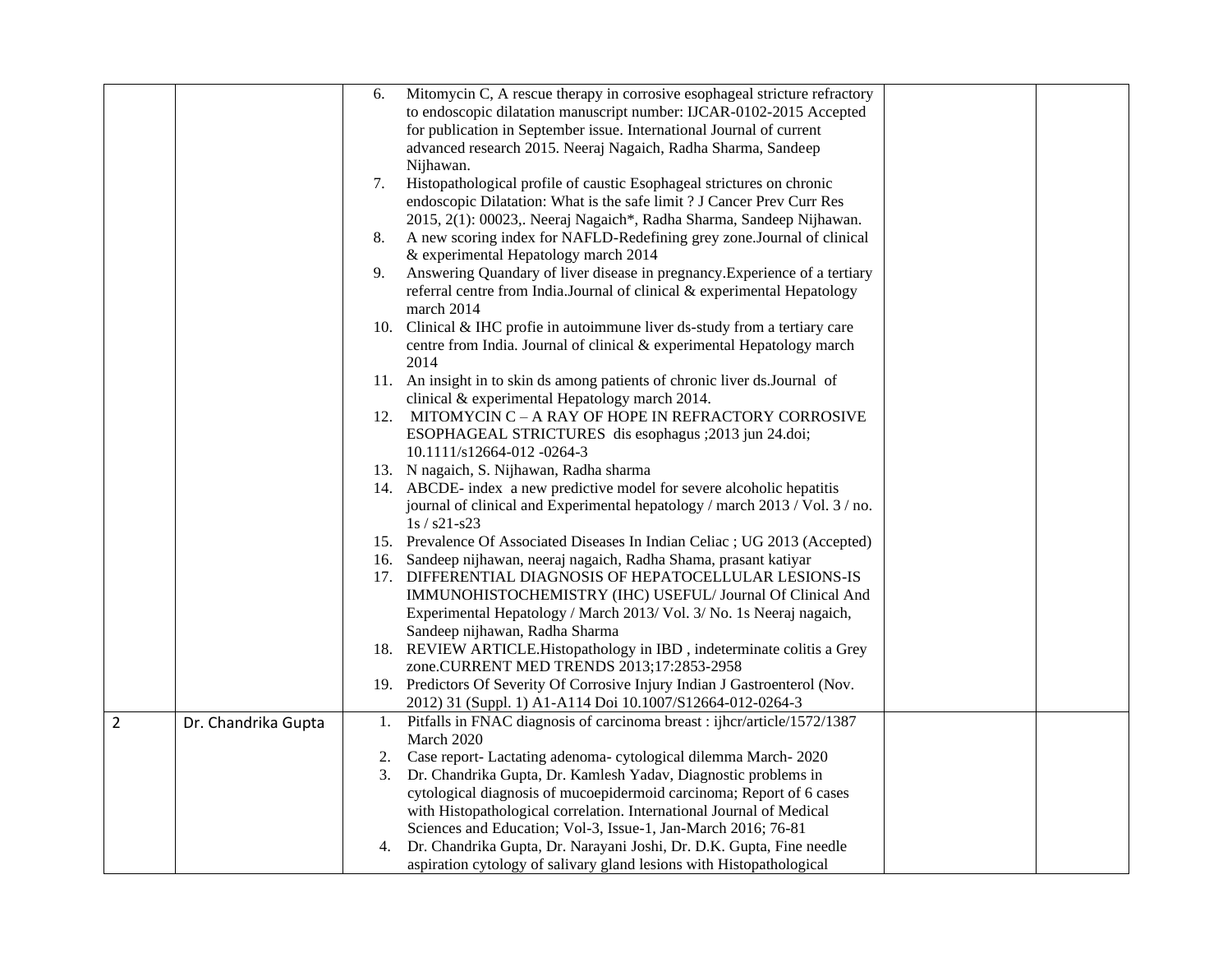| | | | | |
|---|---|---|---|---|
| | | 6. Mitomycin C, A rescue therapy in corrosive esophageal stricture refractory to endoscopic dilatation manuscript number: IJCAR-0102-2015 Accepted for publication in September issue. International Journal of current advanced research 2015. Neeraj Nagaich, Radha Sharma, Sandeep Nijhawan.<br>7. Histopathological profile of caustic Esophageal strictures on chronic endoscopic Dilatation: What is the safe limit ? J Cancer Prev Curr Res 2015, 2(1): 00023,. Neeraj Nagaich*, Radha Sharma, Sandeep Nijhawan.<br>8. A new scoring index for NAFLD-Redefining grey zone.Journal of clinical & experimental Hepatology march 2014<br>9. Answering Quandary of liver disease in pregnancy.Experience of a tertiary referral centre from India.Journal of clinical & experimental Hepatology march 2014<br>10. Clinical & IHC profie in autoimmune liver ds-study from a tertiary care centre from India. Journal of clinical & experimental Hepatology march 2014<br>11. An insight in to skin ds among patients of chronic liver ds.Journal of clinical & experimental Hepatology march 2014.<br>12. MITOMYCIN C – A RAY OF HOPE IN REFRACTORY CORROSIVE ESOPHAGEAL STRICTURES dis esophagus ;2013 jun 24.doi; 10.1111/s12664-012 -0264-3<br>13. N nagaich, S. Nijhawan, Radha sharma<br>14. ABCDE- index a new predictive model for severe alcoholic hepatitis journal of clinical and Experimental hepatology / march 2013 / Vol. 3 / no. 1s / s21-s23<br>15. Prevalence Of Associated Diseases In Indian Celiac ; UG 2013 (Accepted)<br>16. Sandeep nijhawan, neeraj nagaich, Radha Shama, prasant katiyar<br>17. DIFFERENTIAL DIAGNOSIS OF HEPATOCELLULAR LESIONS-IS IMMUNOHISTOCHEMISTRY (IHC) USEFUL/ Journal Of Clinical And Experimental Hepatology / March 2013/ Vol. 3/ No. 1s Neeraj nagaich, Sandeep nijhawan, Radha Sharma<br>18. REVIEW ARTICLE.Histopathology in IBD , indeterminate colitis a Grey zone.CURRENT MED TRENDS 2013;17:2853-2958<br>19. Predictors Of Severity Of Corrosive Injury Indian J Gastroenterol (Nov. 2012) 31 (Suppl. 1) A1-A114 Doi 10.1007/S12664-012-0264-3 | | |
| 2 | Dr. Chandrika Gupta | 1. Pitfalls in FNAC diagnosis of carcinoma breast : ijhcr/article/1572/1387 March 2020<br>2. Case report- Lactating adenoma- cytological dilemma March- 2020<br>3. Dr. Chandrika Gupta, Dr. Kamlesh Yadav, Diagnostic problems in cytological diagnosis of mucoepidermoid carcinoma; Report of 6 cases with Histopathological correlation. International Journal of Medical Sciences and Education; Vol-3, Issue-1, Jan-March 2016; 76-81<br>4. Dr. Chandrika Gupta, Dr. Narayani Joshi, Dr. D.K. Gupta, Fine needle aspiration cytology of salivary gland lesions with Histopathological | | |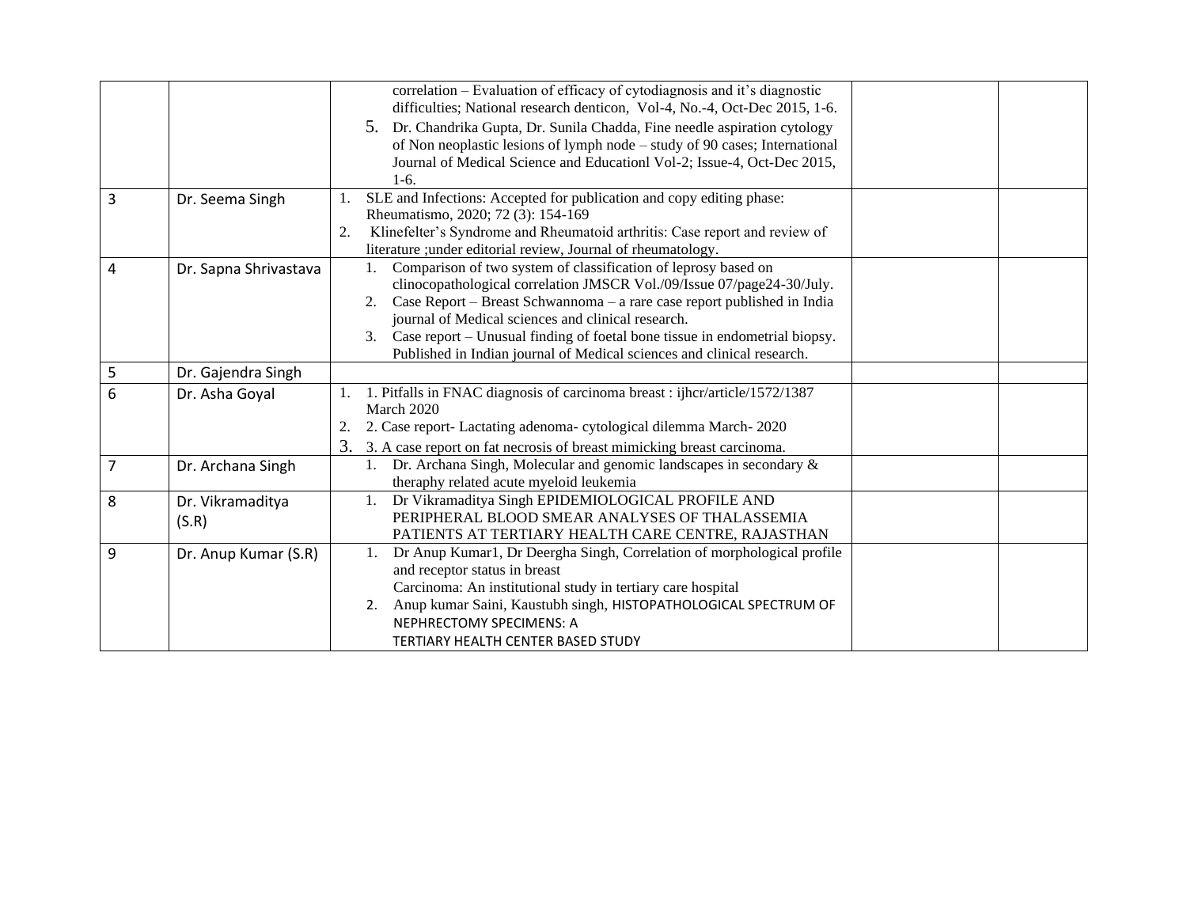| | | | | |
|---|---|---|---|---|
| | | correlation – Evaluation of efficacy of cytodiagnosis and it's diagnostic difficulties; National research denticon, Vol-4, No.-4, Oct-Dec 2015, 1-6.<br>5. Dr. Chandrika Gupta, Dr. Sunila Chadda, Fine needle aspiration cytology of Non neoplastic lesions of lymph node – study of 90 cases; International Journal of Medical Science and Educationl Vol-2; Issue-4, Oct-Dec 2015, 1-6. | | |
| 3 | Dr. Seema Singh | 1. SLE and Infections: Accepted for publication and copy editing phase: Rheumatismo, 2020; 72 (3): 154-169<br>2. Klinefelter's Syndrome and Rheumatoid arthritis: Case report and review of literature ;under editorial review, Journal of rheumatology. | | |
| 4 | Dr. Sapna Shrivastava | 1. Comparison of two system of classification of leprosy based on clinocopathological correlation JMSCR Vol./09/Issue 07/page24-30/July.<br>2. Case Report – Breast Schwannoma – a rare case report published in India journal of Medical sciences and clinical research.<br>3. Case report – Unusual finding of foetal bone tissue in endometrial biopsy. Published in Indian journal of Medical sciences and clinical research. | | |
| 5 | Dr. Gajendra Singh | | | |
| 6 | Dr. Asha Goyal | 1. 1. Pitfalls in FNAC diagnosis of carcinoma breast : ijhcr/article/1572/1387 March 2020<br>2. 2. Case report- Lactating adenoma- cytological dilemma March- 2020<br>3. 3. A case report on fat necrosis of breast mimicking breast carcinoma. | | |
| 7 | Dr. Archana Singh | 1. Dr. Archana Singh, Molecular and genomic landscapes in secondary & theraphy related acute myeloid leukemia | | |
| 8 | Dr. Vikramaditya (S.R) | 1. Dr Vikramaditya Singh EPIDEMIOLOGICAL PROFILE AND PERIPHERAL BLOOD SMEAR ANALYSES OF THALASSEMIA PATIENTS AT TERTIARY HEALTH CARE CENTRE, RAJASTHAN | | |
| 9 | Dr. Anup Kumar (S.R) | 1. Dr Anup Kumar1, Dr Deergha Singh, Correlation of morphological profile and receptor status in breast Carcinoma: An institutional study in tertiary care hospital<br>2. Anup kumar Saini, Kaustubh singh, HISTOPATHOLOGICAL SPECTRUM OF NEPHRECTOMY SPECIMENS: A TERTIARY HEALTH CENTER BASED STUDY | | |